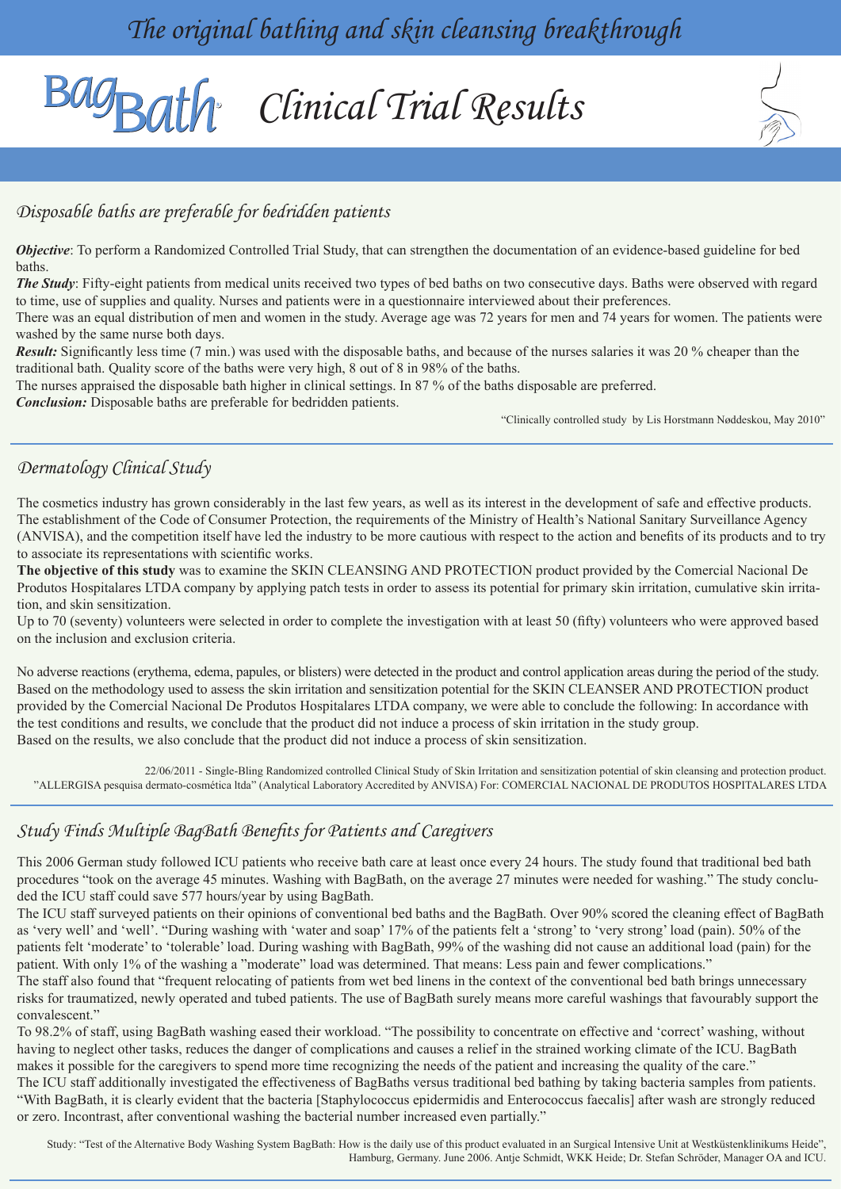*The original bathing and skin cleansing breakthrough*

# BagBath® Clinical Trial Results

## Disposable baths are preferable for bedridden patients

***Objective***: To perform a Randomized Controlled Trial Study, that can strengthen the documentation of an evidence-based guideline for bed baths.

***The Study***: Fifty-eight patients from medical units received two types of bed baths on two consecutive days. Baths were observed with regard to time, use of supplies and quality. Nurses and patients were in a questionnaire interviewed about their preferences.

There was an equal distribution of men and women in the study. Average age was 72 years for men and 74 years for women. The patients were washed by the same nurse both days.

***Result:*** Significantly less time (7 min.) was used with the disposable baths, and because of the nurses salaries it was 20 % cheaper than the traditional bath. Quality score of the baths were very high, 8 out of 8 in 98% of the baths.

The nurses appraised the disposable bath higher in clinical settings. In 87 % of the baths disposable are preferred.

***Conclusion:*** Disposable baths are preferable for bedridden patients.

"Clinically controlled study by Lis Horstmann Nøddeskou, May 2010"

## Dermatology Clinical Study

The cosmetics industry has grown considerably in the last few years, as well as its interest in the development of safe and effective products. The establishment of the Code of Consumer Protection, the requirements of the Ministry of Health's National Sanitary Surveillance Agency (ANVISA), and the competition itself have led the industry to be more cautious with respect to the action and benefits of its products and to try to associate its representations with scientific works.

**The objective of this study** was to examine the SKIN CLEANSING AND PROTECTION product provided by the Comercial Nacional De Produtos Hospitalares LTDA company by applying patch tests in order to assess its potential for primary skin irritation, cumulative skin irritation, and skin sensitization.

Up to 70 (seventy) volunteers were selected in order to complete the investigation with at least 50 (fifty) volunteers who were approved based on the inclusion and exclusion criteria.

No adverse reactions (erythema, edema, papules, or blisters) were detected in the product and control application areas during the period of the study. Based on the methodology used to assess the skin irritation and sensitization potential for the SKIN CLEANSER AND PROTECTION product provided by the Comercial Nacional De Produtos Hospitalares LTDA company, we were able to conclude the following: In accordance with the test conditions and results, we conclude that the product did not induce a process of skin irritation in the study group.

Based on the results, we also conclude that the product did not induce a process of skin sensitization.

22/06/2011 - Single-Bling Randomized controlled Clinical Study of Skin Irritation and sensitization potential of skin cleansing and protection product.
"ALLERGISA pesquisa dermato-cosmética ltda" (Analytical Laboratory Accredited by ANVISA) For: COMERCIAL NACIONAL DE PRODUTOS HOSPITALARES LTDA

## Study Finds Multiple BagBath Benefits for Patients and Caregivers

This 2006 German study followed ICU patients who receive bath care at least once every 24 hours. The study found that traditional bed bath procedures "took on the average 45 minutes. Washing with BagBath, on the average 27 minutes were needed for washing." The study concluded the ICU staff could save 577 hours/year by using BagBath.

The ICU staff surveyed patients on their opinions of conventional bed baths and the BagBath. Over 90% scored the cleaning effect of BagBath as 'very well' and 'well'. "During washing with 'water and soap' 17% of the patients felt a 'strong' to 'very strong' load (pain). 50% of the patients felt 'moderate' to 'tolerable' load. During washing with BagBath, 99% of the washing did not cause an additional load (pain) for the patient. With only 1% of the washing a "moderate" load was determined. That means: Less pain and fewer complications."

The staff also found that "frequent relocating of patients from wet bed linens in the context of the conventional bed bath brings unnecessary risks for traumatized, newly operated and tubed patients. The use of BagBath surely means more careful washings that favourably support the convalescent."

To 98.2% of staff, using BagBath washing eased their workload. "The possibility to concentrate on effective and 'correct' washing, without having to neglect other tasks, reduces the danger of complications and causes a relief in the strained working climate of the ICU. BagBath makes it possible for the caregivers to spend more time recognizing the needs of the patient and increasing the quality of the care."

The ICU staff additionally investigated the effectiveness of BagBaths versus traditional bed bathing by taking bacteria samples from patients. "With BagBath, it is clearly evident that the bacteria [Staphylococcus epidermidis and Enterococcus faecalis] after wash are strongly reduced or zero. Incontrast, after conventional washing the bacterial number increased even partially."

Study: "Test of the Alternative Body Washing System BagBath: How is the daily use of this product evaluated in an Surgical Intensive Unit at Westküstenklinikums Heide", Hamburg, Germany. June 2006. Antje Schmidt, WKK Heide; Dr. Stefan Schröder, Manager OA and ICU.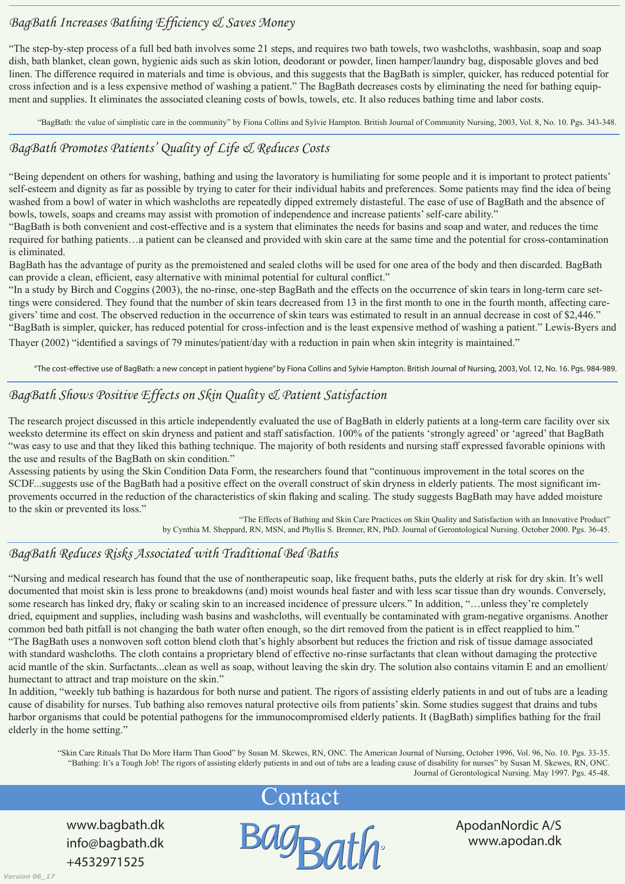## BagBath Increases Bathing Efficiency & Saves Money

"The step-by-step process of a full bed bath involves some 21 steps, and requires two bath towels, two washcloths, washbasin, soap and soap dish, bath blanket, clean gown, hygienic aids such as skin lotion, deodorant or powder, linen hamper/laundry bag, disposable gloves and bed linen. The difference required in materials and time is obvious, and this suggests that the BagBath is simpler, quicker, has reduced potential for cross infection and is a less expensive method of washing a patient." The BagBath decreases costs by eliminating the need for bathing equipment and supplies. It eliminates the associated cleaning costs of bowls, towels, etc. It also reduces bathing time and labor costs.

"BagBath: the value of simplistic care in the community" by Fiona Collins and Sylvie Hampton. British Journal of Community Nursing, 2003, Vol. 8, No. 10. Pgs. 343-348.

## BagBath Promotes Patients' Quality of Life & Reduces Costs

"Being dependent on others for washing, bathing and using the lavatory is humiliating for some people and it is important to protect patients' self-esteem and dignity as far as possible by trying to cater for their individual habits and preferences. Some patients may find the idea of being washed from a bowl of water in which washcloths are repeatedly dipped extremely distasteful. The ease of use of BagBath and the absence of bowls, towels, soaps and creams may assist with promotion of independence and increase patients' self-care ability."

"BagBath is both convenient and cost-effective and is a system that eliminates the needs for basins and soap and water, and reduces the time required for bathing patients…a patient can be cleansed and provided with skin care at the same time and the potential for cross-contamination is eliminated.

BagBath has the advantage of purity as the premoistened and sealed cloths will be used for one area of the body and then discarded. BagBath can provide a clean, efficient, easy alternative with minimal potential for cultural conflict."

"In a study by Birch and Coggins (2003), the no-rinse, one-step BagBath and the effects on the occurrence of skin tears in long-term care settings were considered. They found that the number of skin tears decreased from 13 in the first month to one in the fourth month, affecting caregivers' time and cost. The observed reduction in the occurrence of skin tears was estimated to result in an annual decrease in cost of $2,446."

"BagBath is simpler, quicker, has reduced potential for cross-infection and is the least expensive method of washing a patient." Lewis-Byers and Thayer (2002) "identified a savings of 79 minutes/patient/day with a reduction in pain when skin integrity is maintained."

"The cost-effective use of BagBath: a new concept in patient hygiene" by Fiona Collins and Sylvie Hampton. British Journal of Nursing, 2003, Vol. 12, No. 16. Pgs. 984-989.

## BagBath Shows Positive Effects on Skin Quality & Patient Satisfaction

The research project discussed in this article independently evaluated the use of BagBath in elderly patients at a long-term care facility over six weeksto determine its effect on skin dryness and patient and staff satisfaction. 100% of the patients 'strongly agreed' or 'agreed' that BagBath "was easy to use and that they liked this bathing technique. The majority of both residents and nursing staff expressed favorable opinions with the use and results of the BagBath on skin condition."

Assessing patients by using the Skin Condition Data Form, the researchers found that "continuous improvement in the total scores on the SCDF...suggests use of the BagBath had a positive effect on the overall construct of skin dryness in elderly patients. The most significant improvements occurred in the reduction of the characteristics of skin flaking and scaling. The study suggests BagBath may have added moisture to the skin or prevented its loss."

"The Effects of Bathing and Skin Care Practices on Skin Quality and Satisfaction with an Innovative Product" by Cynthia M. Sheppard, RN, MSN, and Phyllis S. Brenner, RN, PhD. Journal of Gerontological Nursing. October 2000. Pgs. 36-45.

## BagBath Reduces Risks Associated with Traditional Bed Baths

"Nursing and medical research has found that the use of nontherapeutic soap, like frequent baths, puts the elderly at risk for dry skin. It's well documented that moist skin is less prone to breakdowns (and) moist wounds heal faster and with less scar tissue than dry wounds. Conversely, some research has linked dry, flaky or scaling skin to an increased incidence of pressure ulcers." In addition, "…unless they're completely dried, equipment and supplies, including wash basins and washcloths, will eventually be contaminated with gram-negative organisms. Another common bed bath pitfall is not changing the bath water often enough, so the dirt removed from the patient is in effect reapplied to him."

"The BagBath uses a nonwoven soft cotton blend cloth that's highly absorbent but reduces the friction and risk of tissue damage associated with standard washcloths. The cloth contains a proprietary blend of effective no-rinse surfactants that clean without damaging the protective acid mantle of the skin. Surfactants...clean as well as soap, without leaving the skin dry. The solution also contains vitamin E and an emollient/ humectant to attract and trap moisture on the skin."

In addition, "weekly tub bathing is hazardous for both nurse and patient. The rigors of assisting elderly patients in and out of tubs are a leading cause of disability for nurses. Tub bathing also removes natural protective oils from patients' skin. Some studies suggest that drains and tubs harbor organisms that could be potential pathogens for the immunocompromised elderly patients. It (BagBath) simplifies bathing for the frail elderly in the home setting."

"Skin Care Rituals That Do More Harm Than Good" by Susan M. Skewes, RN, ONC. The American Journal of Nursing, October 1996, Vol. 96, No. 10. Pgs. 33-35.
"Bathing: It's a Tough Job! The rigors of assisting elderly patients in and out of tubs are a leading cause of disability for nurses" by Susan M. Skewes, RN, ONC. Journal of Gerontological Nursing. May 1997. Pgs. 45-48.

## Contact

www.bagbath.dk
info@bagbath.dk
+4532971525

BagBath

ApodanNordic A/S
www.apodan.dk

Version 06_17